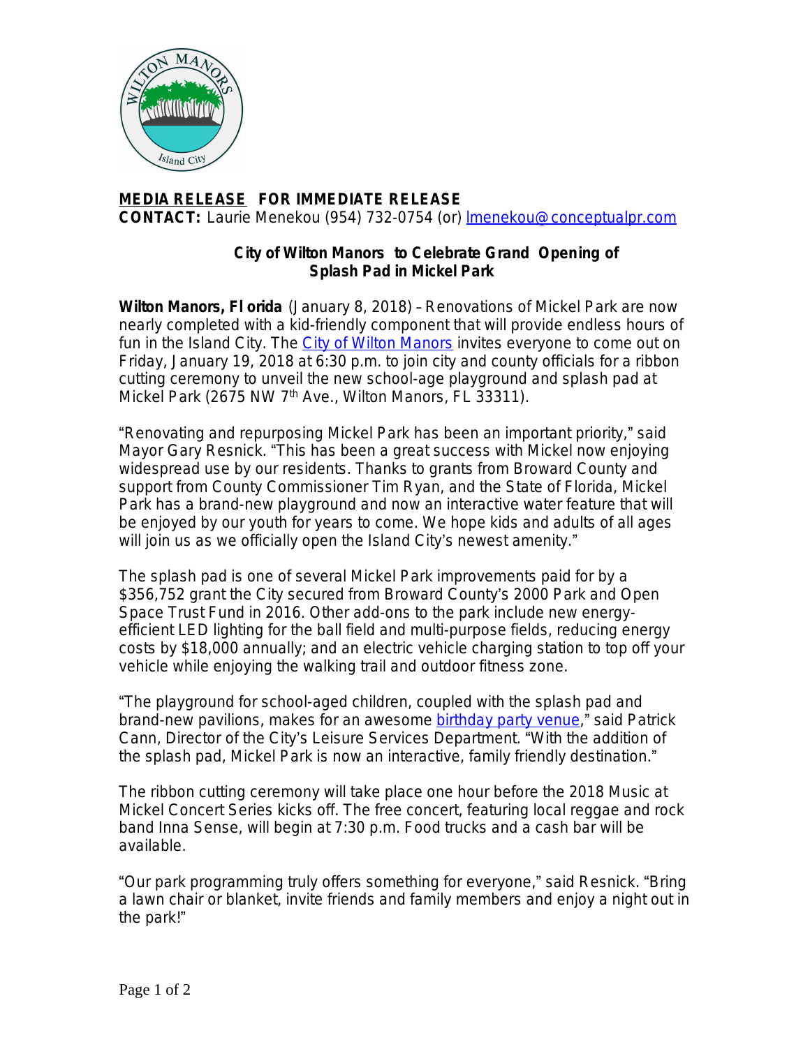**MEDIA RELEASE** **FOR IMMEDIATE RELEASE**
**CONTACT:** Laurie Menekou (954) 732-0754 (or) lmenekou@conceptualpr.com

## City of Wilton Manors to Celebrate Grand Opening of Splash Pad in Mickel Park

**Wilton Manors, Florida** (January 8, 2018) – Renovations of Mickel Park are now nearly completed with a kid-friendly component that will provide endless hours of fun in the Island City. The City of Wilton Manors invites everyone to come out on Friday, January 19, 2018 at 6:30 p.m. to join city and county officials for a ribbon cutting ceremony to unveil the new school-age playground and splash pad at Mickel Park (2675 NW 7th Ave., Wilton Manors, FL 33311).

"Renovating and repurposing Mickel Park has been an important priority," said Mayor Gary Resnick. "This has been a great success with Mickel now enjoying widespread use by our residents. Thanks to grants from Broward County and support from County Commissioner Tim Ryan, and the State of Florida, Mickel Park has a brand-new playground and now an interactive water feature that will be enjoyed by our youth for years to come. We hope kids and adults of all ages will join us as we officially open the Island City's newest amenity."

The splash pad is one of several Mickel Park improvements paid for by a $356,752 grant the City secured from Broward County's 2000 Park and Open Space Trust Fund in 2016. Other add-ons to the park include new energy-efficient LED lighting for the ball field and multi-purpose fields, reducing energy costs by $18,000 annually; and an electric vehicle charging station to top off your vehicle while enjoying the walking trail and outdoor fitness zone.

"The playground for school-aged children, coupled with the splash pad and brand-new pavilions, makes for an awesome birthday party venue," said Patrick Cann, Director of the City's Leisure Services Department. "With the addition of the splash pad, Mickel Park is now an interactive, family friendly destination."

The ribbon cutting ceremony will take place one hour before the 2018 Music at Mickel Concert Series kicks off. The free concert, featuring local reggae and rock band Inna Sense, will begin at 7:30 p.m. Food trucks and a cash bar will be available.

"Our park programming truly offers something for everyone," said Resnick. "Bring a lawn chair or blanket, invite friends and family members and enjoy a night out in the park!"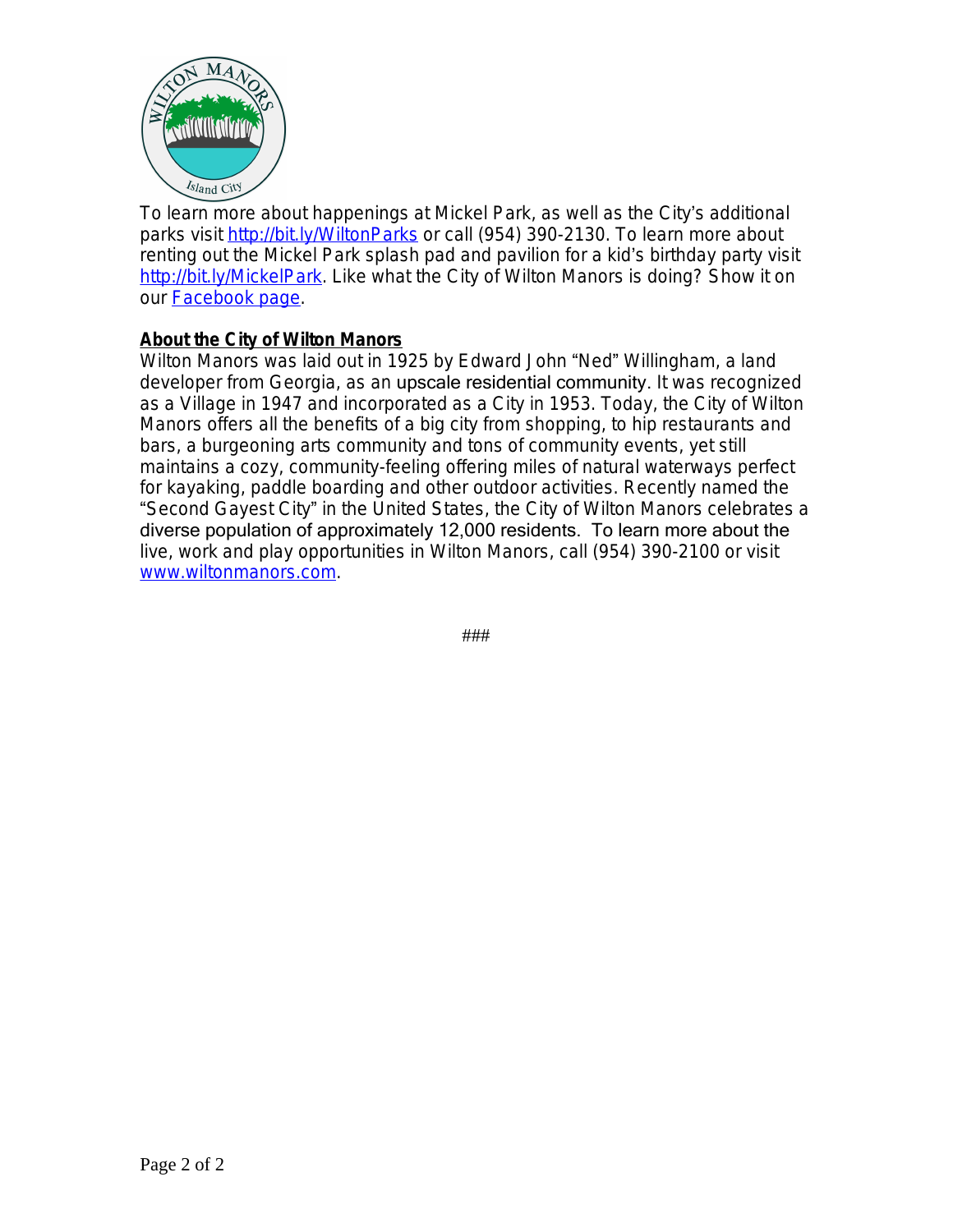To learn more about happenings at Mickel Park, as well as the City's additional parks visit [http://bit.ly/WiltonParks](http://bit.ly/WiltonParks) or call (954) 390-2130. To learn more about renting out the Mickel Park splash pad and pavilion for a kid's birthday party visit [http://bit.ly/MickelPark](http://bit.ly/MickelPark). Like what the City of Wilton Manors is doing? Show it on our Facebook page.

**About the City of Wilton Manors**

Wilton Manors was laid out in 1925 by Edward John "Ned" Willingham, a land developer from Georgia, as an upscale residential community. It was recognized as a Village in 1947 and incorporated as a City in 1953. Today, the City of Wilton Manors offers all the benefits of a big city from shopping, to hip restaurants and bars, a burgeoning arts community and tons of community events, yet still maintains a cozy, community-feeling offering miles of natural waterways perfect for kayaking, paddle boarding and other outdoor activities. Recently named the "Second Gayest City" in the United States, the City of Wilton Manors celebrates a diverse population of approximately 12,000 residents. To learn more about the live, work and play opportunities in Wilton Manors, call (954) 390-2100 or visit [www.wiltonmanors.com](http://www.wiltonmanors.com).

###